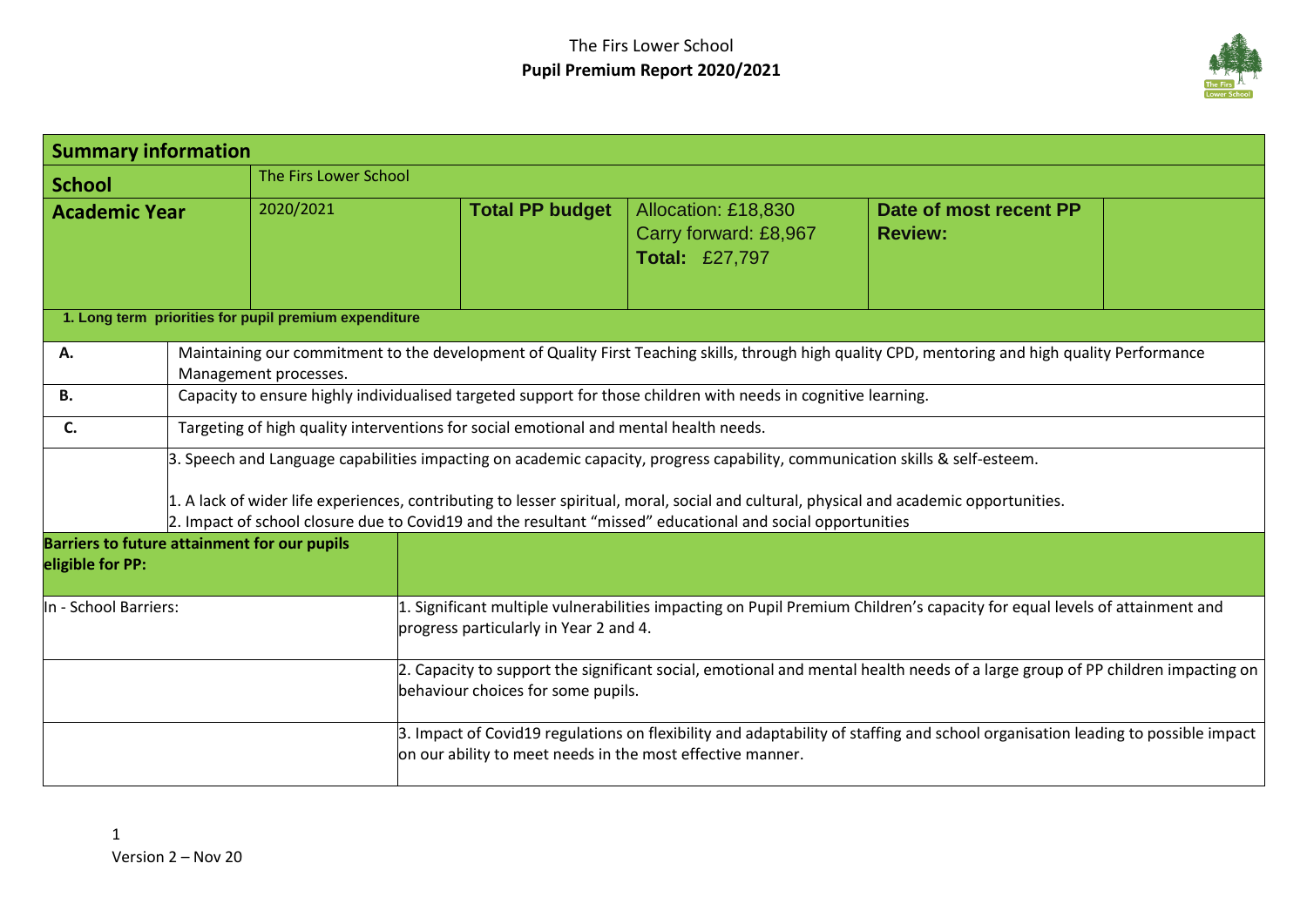# The Firs Lower School
## Pupil Premium Report 2020/2021

| Summary information | | | | | |
|---|---|---|---|---|---|
| **School** | The Firs Lower School | | | | |
| **Academic Year** | 2020/2021 | **Total PP budget** | Allocation: £18,830<br>Carry forward: £8,967<br>**Total:** £27,797 | **Date of most recent PP Review:** | |

**1. Long term priorities for pupil premium expenditure**

| | |
|---|---|
| **A.** | Maintaining our commitment to the development of Quality First Teaching skills, through high quality CPD, mentoring and high quality Performance Management processes. |
| **B.** | Capacity to ensure highly individualised targeted support for those children with needs in cognitive learning. |
| **C.** | Targeting of high quality interventions for social emotional and mental health needs. |
| | 3. Speech and Language capabilities impacting on academic capacity, progress capability, communication skills & self-esteem.<br><br>1. A lack of wider life experiences, contributing to lesser spiritual, moral, social and cultural, physical and academic opportunities.<br>2. Impact of school closure due to Covid19 and the resultant "missed" educational and social opportunities |

| **Barriers to future attainment for our pupils eligible for PP:** | |
|---|---|
| In - School Barriers: | 1. Significant multiple vulnerabilities impacting on Pupil Premium Children's capacity for equal levels of attainment and progress particularly in Year 2 and 4. |
| | 2. Capacity to support the significant social, emotional and mental health needs of a large group of PP children impacting on behaviour choices for some pupils. |
| | 3. Impact of Covid19 regulations on flexibility and adaptability of staffing and school organisation leading to possible impact on our ability to meet needs in the most effective manner. |

Version 2 – Nov 20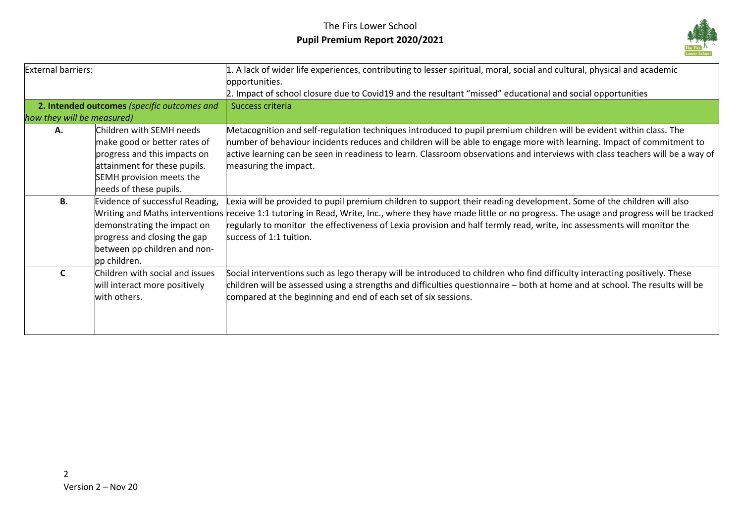| External barriers: | | 1. A lack of wider life experiences, contributing to lesser spiritual, moral, social and cultural, physical and academic opportunities.<br>2. Impact of school closure due to Covid19 and the resultant "missed" educational and social opportunities |
|---|---|---|
| **2. Intended outcomes** *(specific outcomes and how they will be measured)* | | Success criteria |
| **A.** | Children with SEMH needs make good or better rates of progress and this impacts on attainment for these pupils. SEMH provision meets the needs of these pupils. | Metacognition and self-regulation techniques introduced to pupil premium children will be evident within class. The number of behaviour incidents reduces and children will be able to engage more with learning. Impact of commitment to active learning can be seen in readiness to learn. Classroom observations and interviews with class teachers will be a way of measuring the impact. |
| **B.** | Evidence of successful Reading, Writing and Maths interventions demonstrating the impact on progress and closing the gap between pp children and non-pp children. | Lexia will be provided to pupil premium children to support their reading development. Some of the children will also receive 1:1 tutoring in Read, Write, Inc., where they have made little or no progress. The usage and progress will be tracked regularly to monitor the effectiveness of Lexia provision and half termly read, write, inc assessments will monitor the success of 1:1 tuition. |
| **C** | Children with social and issues will interact more positively with others. | Social interventions such as lego therapy will be introduced to children who find difficulty interacting positively. These children will be assessed using a strengths and difficulties questionnaire – both at home and at school. The results will be compared at the beginning and end of each set of six sessions. |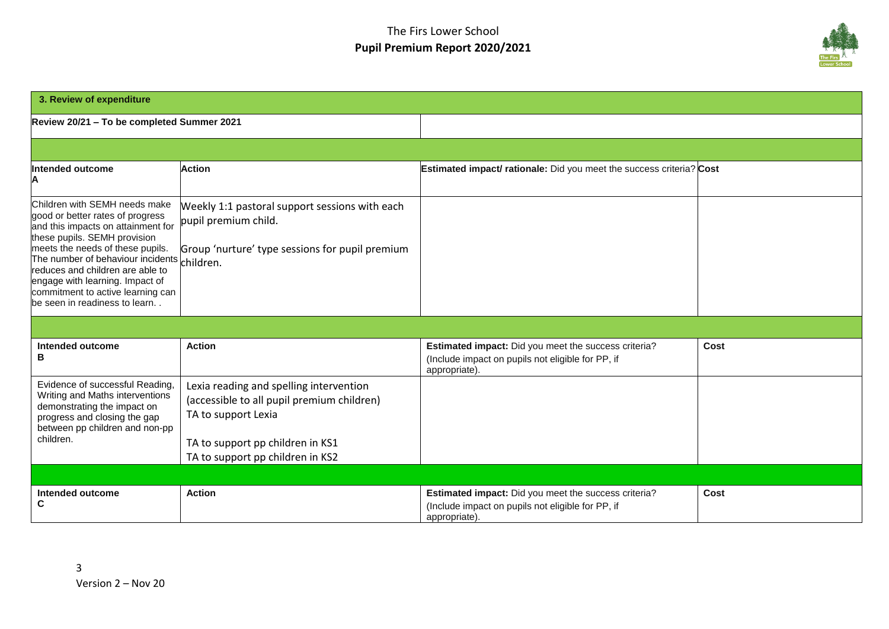| 3. Review of expenditure | | | |
|---|---|---|---|
| **Review 20/21 – To be completed Summer 2021** | | | |
| | | | |
| **Intended outcome A** | **Action** | **Estimated impact/ rationale:** Did you meet the success criteria? | **Cost** |
| Children with SEMH needs make good or better rates of progress and this impacts on attainment for these pupils. SEMH provision meets the needs of these pupils. The number of behaviour incidents reduces and children are able to engage with learning. Impact of commitment to active learning can be seen in readiness to learn. . | Weekly 1:1 pastoral support sessions with each pupil premium child.<br><br>Group 'nurture' type sessions for pupil premium children. | | |
| | | | |
| **Intended outcome B** | **Action** | **Estimated impact:** Did you meet the success criteria?<br>(Include impact on pupils not eligible for PP, if appropriate). | **Cost** |
| Evidence of successful Reading, Writing and Maths interventions demonstrating the impact on progress and closing the gap between pp children and non-pp children. | Lexia reading and spelling intervention (accessible to all pupil premium children)<br>TA to support Lexia<br><br>TA to support pp children in KS1<br>TA to support pp children in KS2 | | |
| | | | |
| **Intended outcome C** | **Action** | **Estimated impact:** Did you meet the success criteria?<br>(Include impact on pupils not eligible for PP, if appropriate). | **Cost** |

Version 2 – Nov 20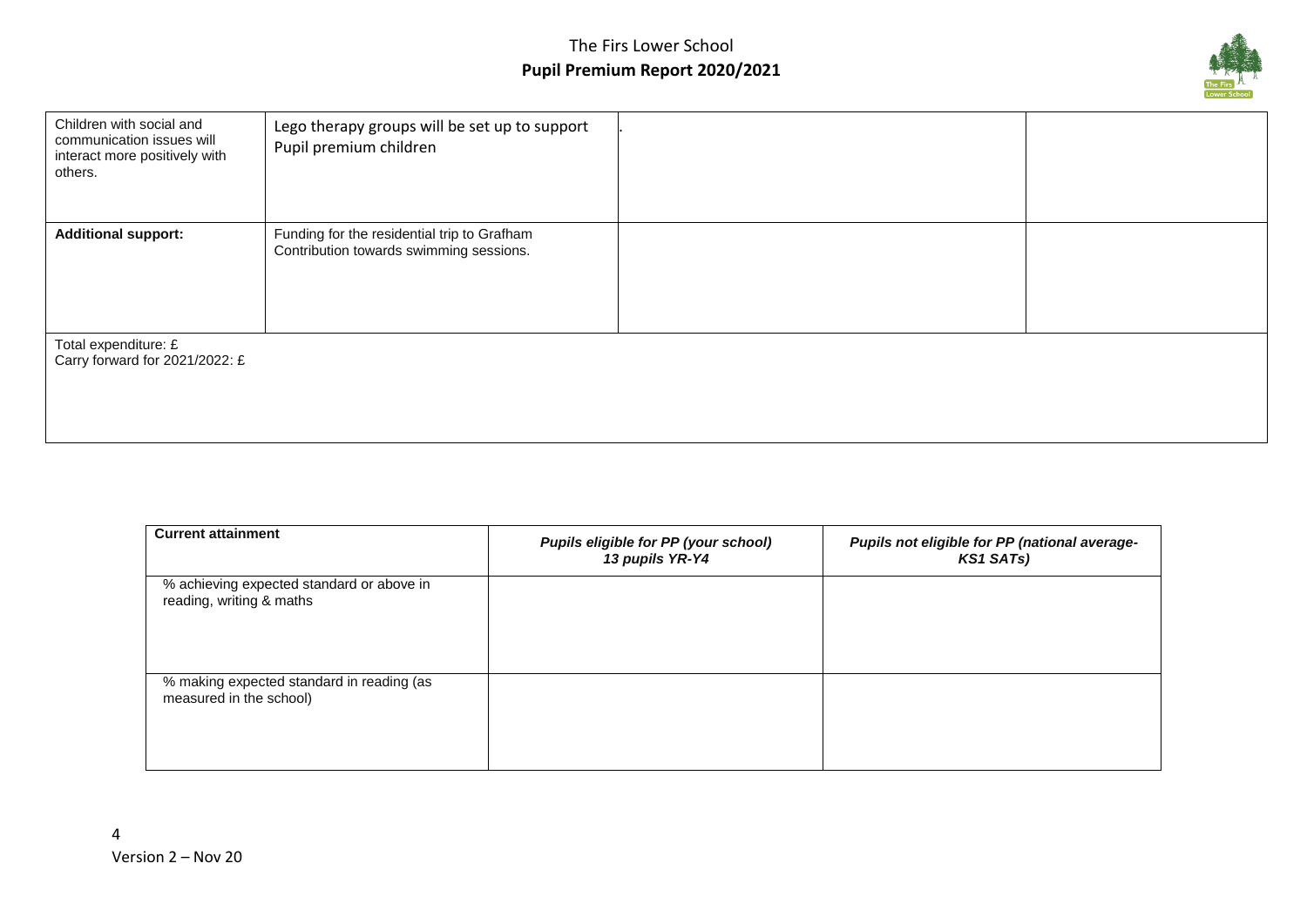| | | | |
|---|---|---|---|
| Children with social and communication issues will interact more positively with others. | Lego therapy groups will be set up to support Pupil premium children | . | |
| **Additional support:** | Funding for the residential trip to Grafham<br>Contribution towards swimming sessions. | | |
| Total expenditure: £<br>Carry forward for 2021/2022: £ | | | |

| **Current attainment** | ***Pupils eligible for PP (your school) 13 pupils YR-Y4*** | ***Pupils not eligible for PP (national average- KS1 SATs)*** |
|---|---|---|
| % achieving expected standard or above in reading, writing & maths | | |
| % making expected standard in reading (as measured in the school) | | |

Version 2 – Nov 20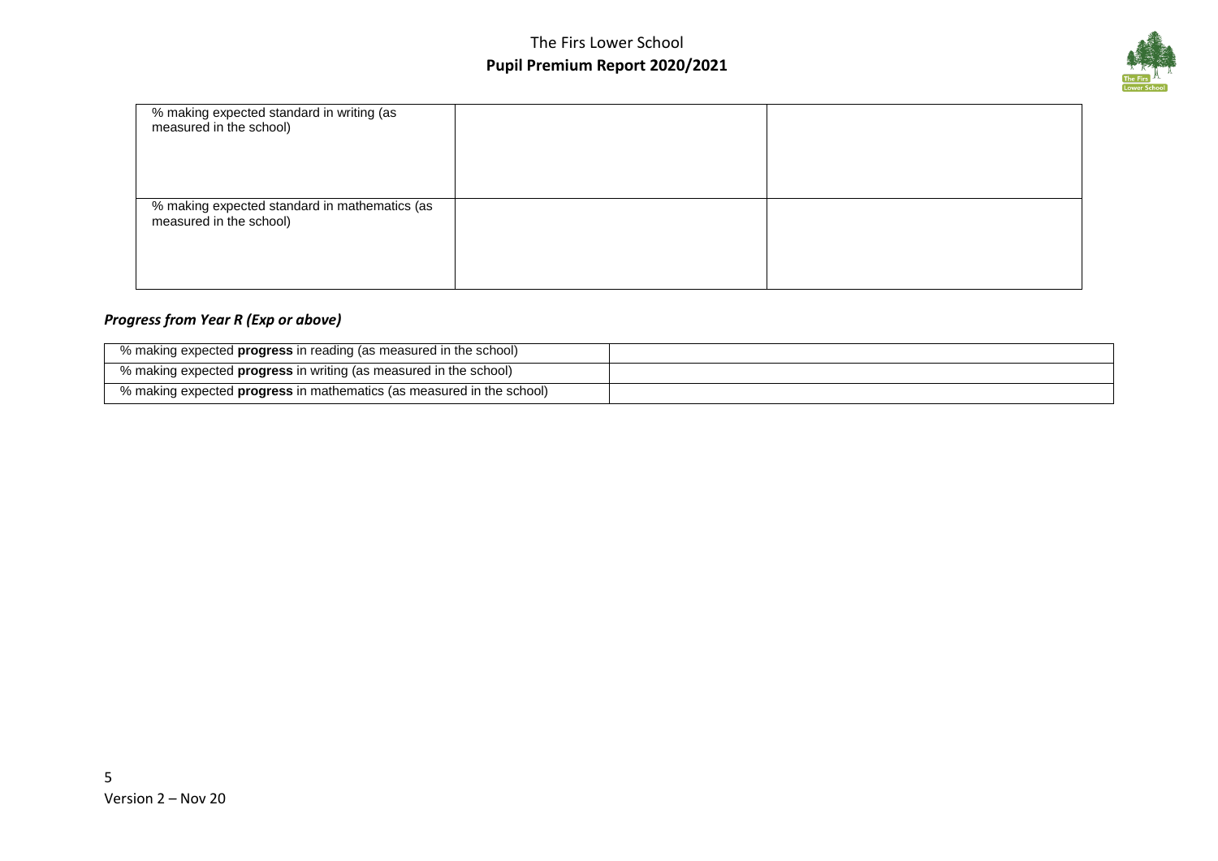| | | |
|---|---|---|
| % making expected standard in writing (as measured in the school) | | |
| % making expected standard in mathematics (as measured in the school) | | |

### *Progress from Year R (Exp or above)*

| | |
|---|---|
| % making expected **progress** in reading (as measured in the school) | |
| % making expected **progress** in writing (as measured in the school) | |
| % making expected **progress** in mathematics (as measured in the school) | |